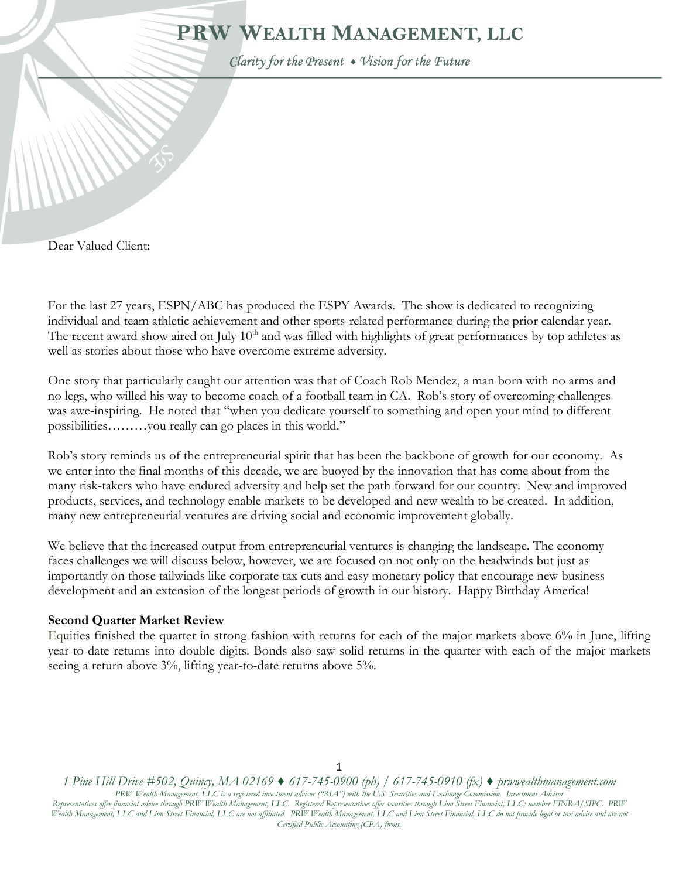# PRW Wealth Management, LLC

*Clarity for the Present ♦ Vision for the Future*

Dear Valued Client:

For the last 27 years, ESPN/ABC has produced the ESPY Awards. The show is dedicated to recognizing individual and team athletic achievement and other sports-related performance during the prior calendar year. The recent award show aired on July 10th and was filled with highlights of great performances by top athletes as well as stories about those who have overcome extreme adversity.

One story that particularly caught our attention was that of Coach Rob Mendez, a man born with no arms and no legs, who willed his way to become coach of a football team in CA. Rob's story of overcoming challenges was awe-inspiring. He noted that "when you dedicate yourself to something and open your mind to different possibilities………you really can go places in this world."

Rob's story reminds us of the entrepreneurial spirit that has been the backbone of growth for our economy. As we enter into the final months of this decade, we are buoyed by the innovation that has come about from the many risk-takers who have endured adversity and help set the path forward for our country. New and improved products, services, and technology enable markets to be developed and new wealth to be created. In addition, many new entrepreneurial ventures are driving social and economic improvement globally.

We believe that the increased output from entrepreneurial ventures is changing the landscape. The economy faces challenges we will discuss below, however, we are focused on not only on the headwinds but just as importantly on those tailwinds like corporate tax cuts and easy monetary policy that encourage new business development and an extension of the longest periods of growth in our history. Happy Birthday America!

**Second Quarter Market Review**

Equities finished the quarter in strong fashion with returns for each of the major markets above 6% in June, lifting year-to-date returns into double digits. Bonds also saw solid returns in the quarter with each of the major markets seeing a return above 3%, lifting year-to-date returns above 5%.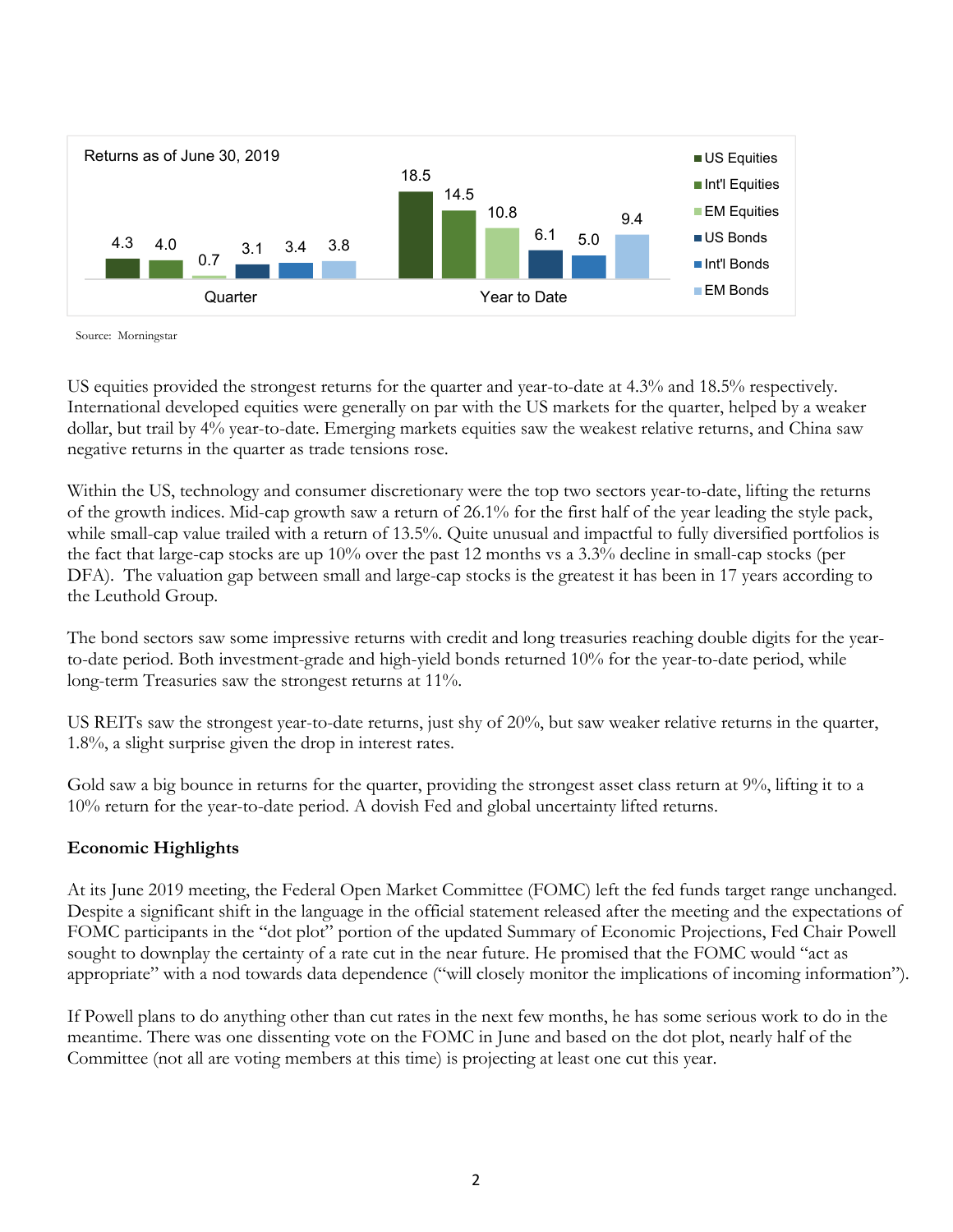Returns as of June 30, 2019

| | US Equities | Int'l Equities | EM Equities | US Bonds | Int'l Bonds | EM Bonds |
|---|---|---|---|---|---|---|
| Quarter | 4.3 | 4.0 | 0.7 | 3.1 | 3.4 | 3.8 |
| Year to Date | 18.5 | 14.5 | 10.8 | 6.1 | 5.0 | 9.4 |

Source: Morningstar

US equities provided the strongest returns for the quarter and year-to-date at 4.3% and 18.5% respectively. International developed equities were generally on par with the US markets for the quarter, helped by a weaker dollar, but trail by 4% year-to-date. Emerging markets equities saw the weakest relative returns, and China saw negative returns in the quarter as trade tensions rose.

Within the US, technology and consumer discretionary were the top two sectors year-to-date, lifting the returns of the growth indices. Mid-cap growth saw a return of 26.1% for the first half of the year leading the style pack, while small-cap value trailed with a return of 13.5%. Quite unusual and impactful to fully diversified portfolios is the fact that large-cap stocks are up 10% over the past 12 months vs a 3.3% decline in small-cap stocks (per DFA). The valuation gap between small and large-cap stocks is the greatest it has been in 17 years according to the Leuthold Group.

The bond sectors saw some impressive returns with credit and long treasuries reaching double digits for the year-to-date period. Both investment-grade and high-yield bonds returned 10% for the year-to-date period, while long-term Treasuries saw the strongest returns at 11%.

US REITs saw the strongest year-to-date returns, just shy of 20%, but saw weaker relative returns in the quarter, 1.8%, a slight surprise given the drop in interest rates.

Gold saw a big bounce in returns for the quarter, providing the strongest asset class return at 9%, lifting it to a 10% return for the year-to-date period. A dovish Fed and global uncertainty lifted returns.

**Economic Highlights**

At its June 2019 meeting, the Federal Open Market Committee (FOMC) left the fed funds target range unchanged. Despite a significant shift in the language in the official statement released after the meeting and the expectations of FOMC participants in the "dot plot" portion of the updated Summary of Economic Projections, Fed Chair Powell sought to downplay the certainty of a rate cut in the near future. He promised that the FOMC would "act as appropriate" with a nod towards data dependence ("will closely monitor the implications of incoming information").

If Powell plans to do anything other than cut rates in the next few months, he has some serious work to do in the meantime. There was one dissenting vote on the FOMC in June and based on the dot plot, nearly half of the Committee (not all are voting members at this time) is projecting at least one cut this year.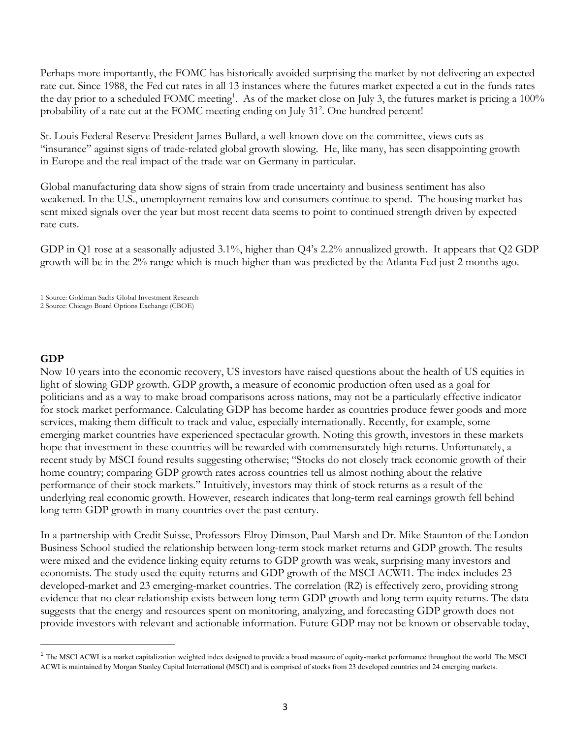Perhaps more importantly, the FOMC has historically avoided surprising the market by not delivering an expected rate cut. Since 1988, the Fed cut rates in all 13 instances where the futures market expected a cut in the funds rates the day prior to a scheduled FOMC meeting[1]. As of the market close on July 3, the futures market is pricing a 100% probability of a rate cut at the FOMC meeting ending on July 31[2]. One hundred percent!

St. Louis Federal Reserve President James Bullard, a well-known dove on the committee, views cuts as "insurance" against signs of trade-related global growth slowing. He, like many, has seen disappointing growth in Europe and the real impact of the trade war on Germany in particular.

Global manufacturing data show signs of strain from trade uncertainty and business sentiment has also weakened. In the U.S., unemployment remains low and consumers continue to spend. The housing market has sent mixed signals over the year but most recent data seems to point to continued strength driven by expected rate cuts.

GDP in Q1 rose at a seasonally adjusted 3.1%, higher than Q4's 2.2% annualized growth. It appears that Q2 GDP growth will be in the 2% range which is much higher than was predicted by the Atlanta Fed just 2 months ago.

1 Source: Goldman Sachs Global Investment Research
2 Source: Chicago Board Options Exchange (CBOE)

## GDP

Now 10 years into the economic recovery, US investors have raised questions about the health of US equities in light of slowing GDP growth. GDP growth, a measure of economic production often used as a goal for politicians and as a way to make broad comparisons across nations, may not be a particularly effective indicator for stock market performance. Calculating GDP has become harder as countries produce fewer goods and more services, making them difficult to track and value, especially internationally. Recently, for example, some emerging market countries have experienced spectacular growth. Noting this growth, investors in these markets hope that investment in these countries will be rewarded with commensurately high returns. Unfortunately, a recent study by MSCI found results suggesting otherwise; "Stocks do not closely track economic growth of their home country; comparing GDP growth rates across countries tell us almost nothing about the relative performance of their stock markets." Intuitively, investors may think of stock returns as a result of the underlying real economic growth. However, research indicates that long-term real earnings growth fell behind long term GDP growth in many countries over the past century.

In a partnership with Credit Suisse, Professors Elroy Dimson, Paul Marsh and Dr. Mike Staunton of the London Business School studied the relationship between long-term stock market returns and GDP growth. The results were mixed and the evidence linking equity returns to GDP growth was weak, surprising many investors and economists. The study used the equity returns and GDP growth of the MSCI ACWI1. The index includes 23 developed-market and 23 emerging-market countries. The correlation ($R^2$) is effectively zero, providing strong evidence that no clear relationship exists between long-term GDP growth and long-term equity returns. The data suggests that the energy and resources spent on monitoring, analyzing, and forecasting GDP growth does not provide investors with relevant and actionable information. Future GDP may not be known or observable today,

---

[1] The MSCI ACWI is a market capitalization weighted index designed to provide a broad measure of equity-market performance throughout the world. The MSCI ACWI is maintained by Morgan Stanley Capital International (MSCI) and is comprised of stocks from 23 developed countries and 24 emerging markets.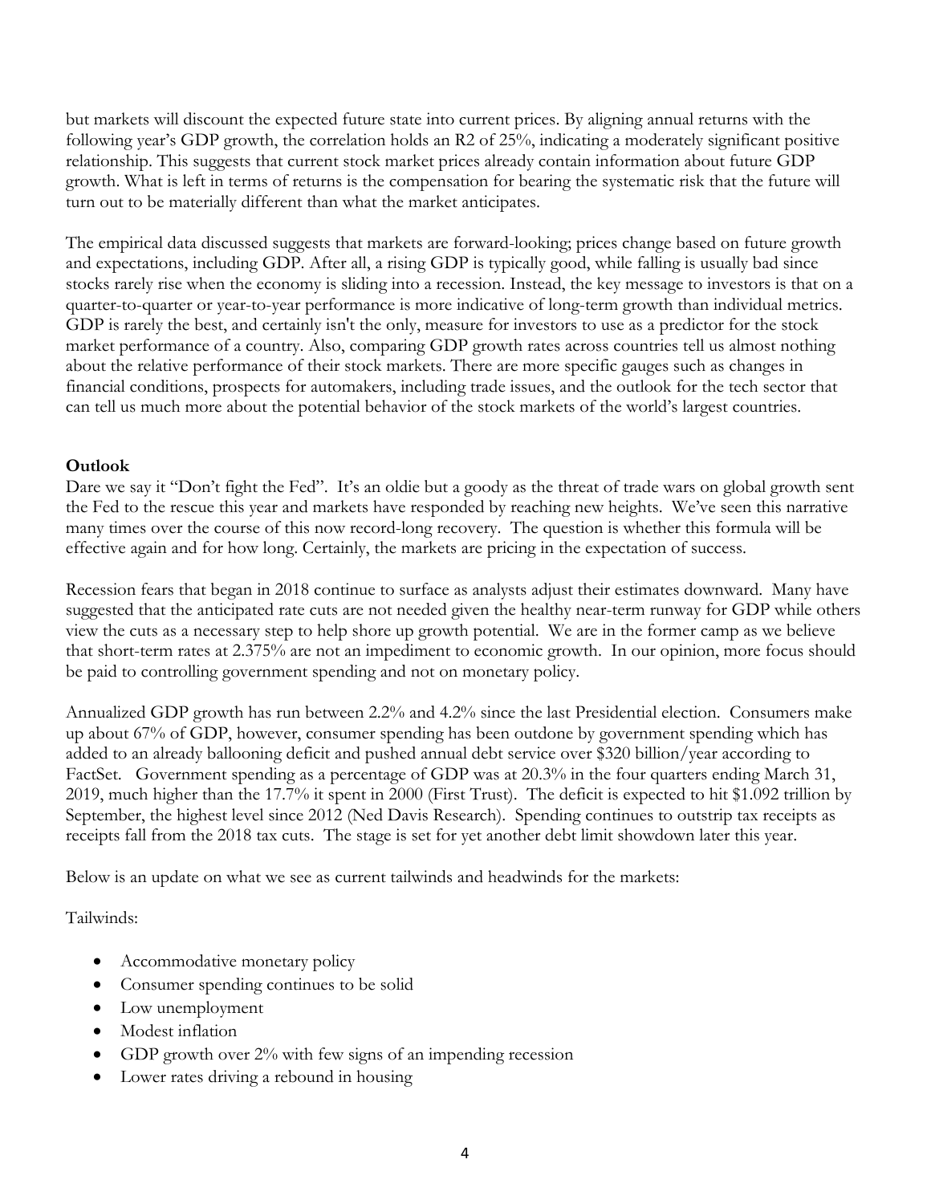but markets will discount the expected future state into current prices. By aligning annual returns with the following year's GDP growth, the correlation holds an $R^2$ of 25%, indicating a moderately significant positive relationship. This suggests that current stock market prices already contain information about future GDP growth. What is left in terms of returns is the compensation for bearing the systematic risk that the future will turn out to be materially different than what the market anticipates.

The empirical data discussed suggests that markets are forward-looking; prices change based on future growth and expectations, including GDP. After all, a rising GDP is typically good, while falling is usually bad since stocks rarely rise when the economy is sliding into a recession. Instead, the key message to investors is that on a quarter-to-quarter or year-to-year performance is more indicative of long-term growth than individual metrics. GDP is rarely the best, and certainly isn't the only, measure for investors to use as a predictor for the stock market performance of a country. Also, comparing GDP growth rates across countries tell us almost nothing about the relative performance of their stock markets. There are more specific gauges such as changes in financial conditions, prospects for automakers, including trade issues, and the outlook for the tech sector that can tell us much more about the potential behavior of the stock markets of the world's largest countries.

**Outlook**

Dare we say it "Don't fight the Fed". It's an oldie but a goody as the threat of trade wars on global growth sent the Fed to the rescue this year and markets have responded by reaching new heights. We've seen this narrative many times over the course of this now record-long recovery. The question is whether this formula will be effective again and for how long. Certainly, the markets are pricing in the expectation of success.

Recession fears that began in 2018 continue to surface as analysts adjust their estimates downward. Many have suggested that the anticipated rate cuts are not needed given the healthy near-term runway for GDP while others view the cuts as a necessary step to help shore up growth potential. We are in the former camp as we believe that short-term rates at 2.375% are not an impediment to economic growth. In our opinion, more focus should be paid to controlling government spending and not on monetary policy.

Annualized GDP growth has run between 2.2% and 4.2% since the last Presidential election. Consumers make up about 67% of GDP, however, consumer spending has been outdone by government spending which has added to an already ballooning deficit and pushed annual debt service over $320 billion/year according to FactSet. Government spending as a percentage of GDP was at 20.3% in the four quarters ending March 31, 2019, much higher than the 17.7% it spent in 2000 (First Trust). The deficit is expected to hit $1.092 trillion by September, the highest level since 2012 (Ned Davis Research). Spending continues to outstrip tax receipts as receipts fall from the 2018 tax cuts. The stage is set for yet another debt limit showdown later this year.

Below is an update on what we see as current tailwinds and headwinds for the markets:

Tailwinds:

- Accommodative monetary policy
- Consumer spending continues to be solid
- Low unemployment
- Modest inflation
- GDP growth over 2% with few signs of an impending recession
- Lower rates driving a rebound in housing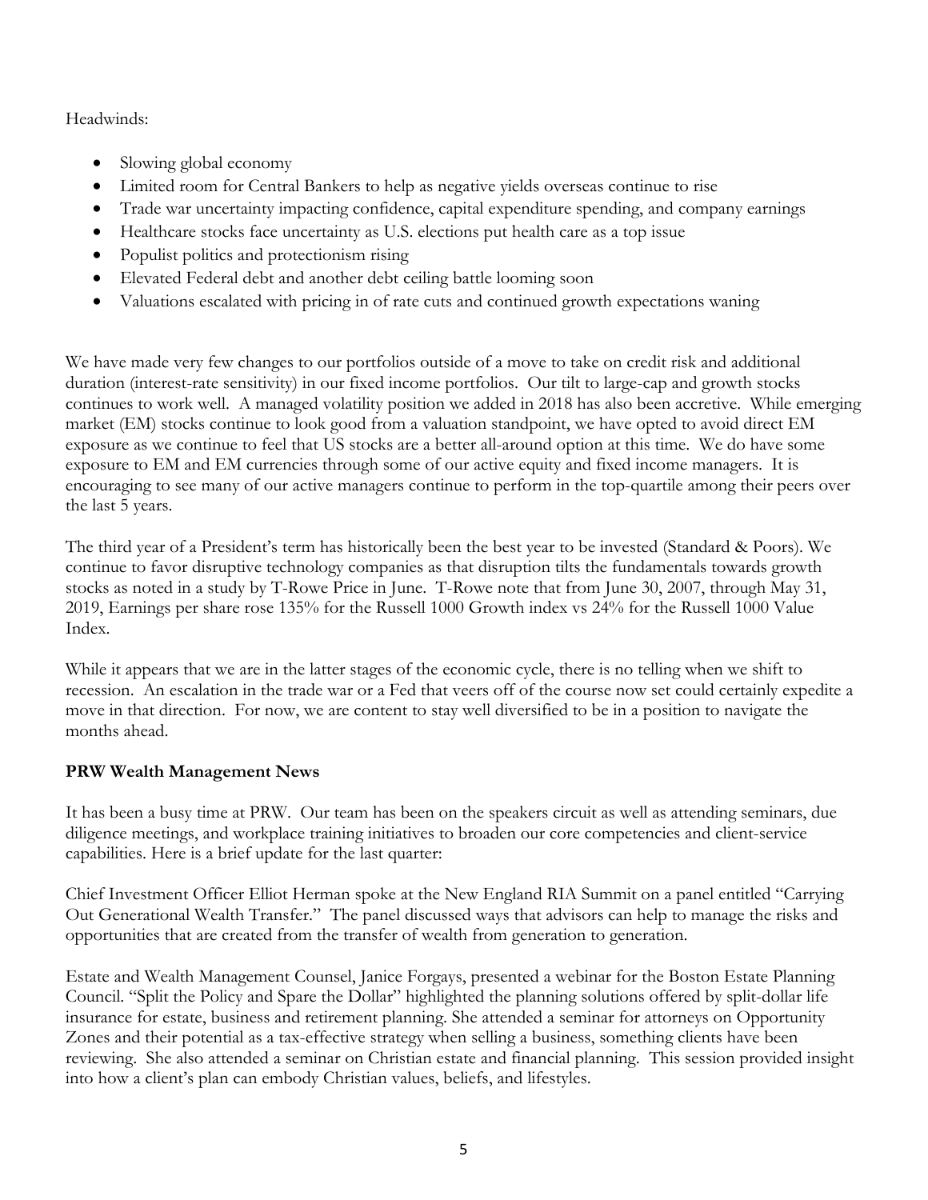Headwinds:

- Slowing global economy
- Limited room for Central Bankers to help as negative yields overseas continue to rise
- Trade war uncertainty impacting confidence, capital expenditure spending, and company earnings
- Healthcare stocks face uncertainty as U.S. elections put health care as a top issue
- Populist politics and protectionism rising
- Elevated Federal debt and another debt ceiling battle looming soon
- Valuations escalated with pricing in of rate cuts and continued growth expectations waning

We have made very few changes to our portfolios outside of a move to take on credit risk and additional duration (interest-rate sensitivity) in our fixed income portfolios. Our tilt to large-cap and growth stocks continues to work well. A managed volatility position we added in 2018 has also been accretive. While emerging market (EM) stocks continue to look good from a valuation standpoint, we have opted to avoid direct EM exposure as we continue to feel that US stocks are a better all-around option at this time. We do have some exposure to EM and EM currencies through some of our active equity and fixed income managers. It is encouraging to see many of our active managers continue to perform in the top-quartile among their peers over the last 5 years.

The third year of a President's term has historically been the best year to be invested (Standard & Poors). We continue to favor disruptive technology companies as that disruption tilts the fundamentals towards growth stocks as noted in a study by T-Rowe Price in June. T-Rowe note that from June 30, 2007, through May 31, 2019, Earnings per share rose 135% for the Russell 1000 Growth index vs 24% for the Russell 1000 Value Index.

While it appears that we are in the latter stages of the economic cycle, there is no telling when we shift to recession. An escalation in the trade war or a Fed that veers off of the course now set could certainly expedite a move in that direction. For now, we are content to stay well diversified to be in a position to navigate the months ahead.

**PRW Wealth Management News**

It has been a busy time at PRW. Our team has been on the speakers circuit as well as attending seminars, due diligence meetings, and workplace training initiatives to broaden our core competencies and client-service capabilities. Here is a brief update for the last quarter:

Chief Investment Officer Elliot Herman spoke at the New England RIA Summit on a panel entitled "Carrying Out Generational Wealth Transfer." The panel discussed ways that advisors can help to manage the risks and opportunities that are created from the transfer of wealth from generation to generation.

Estate and Wealth Management Counsel, Janice Forgays, presented a webinar for the Boston Estate Planning Council. "Split the Policy and Spare the Dollar" highlighted the planning solutions offered by split-dollar life insurance for estate, business and retirement planning. She attended a seminar for attorneys on Opportunity Zones and their potential as a tax-effective strategy when selling a business, something clients have been reviewing. She also attended a seminar on Christian estate and financial planning. This session provided insight into how a client's plan can embody Christian values, beliefs, and lifestyles.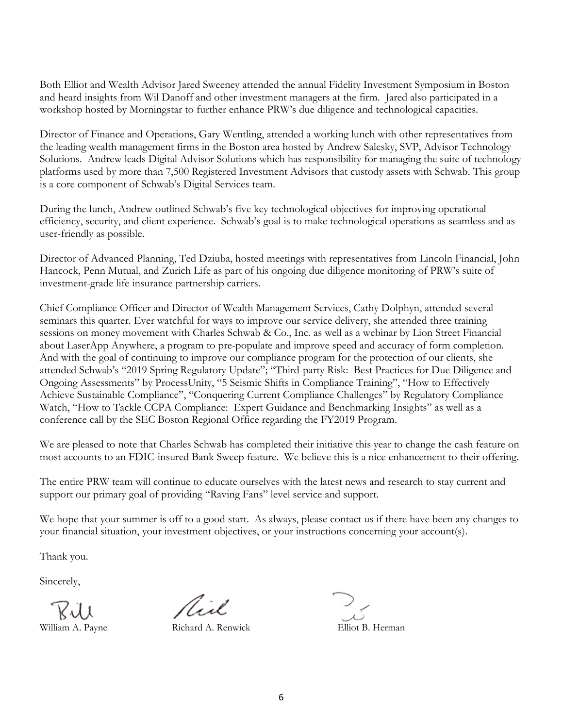Both Elliot and Wealth Advisor Jared Sweeney attended the annual Fidelity Investment Symposium in Boston and heard insights from Wil Danoff and other investment managers at the firm. Jared also participated in a workshop hosted by Morningstar to further enhance PRW's due diligence and technological capacities.

Director of Finance and Operations, Gary Wentling, attended a working lunch with other representatives from the leading wealth management firms in the Boston area hosted by Andrew Salesky, SVP, Advisor Technology Solutions. Andrew leads Digital Advisor Solutions which has responsibility for managing the suite of technology platforms used by more than 7,500 Registered Investment Advisors that custody assets with Schwab. This group is a core component of Schwab's Digital Services team.

During the lunch, Andrew outlined Schwab's five key technological objectives for improving operational efficiency, security, and client experience. Schwab's goal is to make technological operations as seamless and as user-friendly as possible.

Director of Advanced Planning, Ted Dziuba, hosted meetings with representatives from Lincoln Financial, John Hancock, Penn Mutual, and Zurich Life as part of his ongoing due diligence monitoring of PRW's suite of investment-grade life insurance partnership carriers.

Chief Compliance Officer and Director of Wealth Management Services, Cathy Dolphyn, attended several seminars this quarter. Ever watchful for ways to improve our service delivery, she attended three training sessions on money movement with Charles Schwab & Co., Inc. as well as a webinar by Lion Street Financial about LaserApp Anywhere, a program to pre-populate and improve speed and accuracy of form completion. And with the goal of continuing to improve our compliance program for the protection of our clients, she attended Schwab's "2019 Spring Regulatory Update"; "Third-party Risk: Best Practices for Due Diligence and Ongoing Assessments" by ProcessUnity, "5 Seismic Shifts in Compliance Training", "How to Effectively Achieve Sustainable Compliance", "Conquering Current Compliance Challenges" by Regulatory Compliance Watch, "How to Tackle CCPA Compliance: Expert Guidance and Benchmarking Insights" as well as a conference call by the SEC Boston Regional Office regarding the FY2019 Program.

We are pleased to note that Charles Schwab has completed their initiative this year to change the cash feature on most accounts to an FDIC-insured Bank Sweep feature. We believe this is a nice enhancement to their offering.

The entire PRW team will continue to educate ourselves with the latest news and research to stay current and support our primary goal of providing "Raving Fans" level service and support.

We hope that your summer is off to a good start. As always, please contact us if there have been any changes to your financial situation, your investment objectives, or your instructions concerning your account(s).

Thank you.

Sincerely,

William A. Payne — Richard A. Renwick — Elliot B. Herman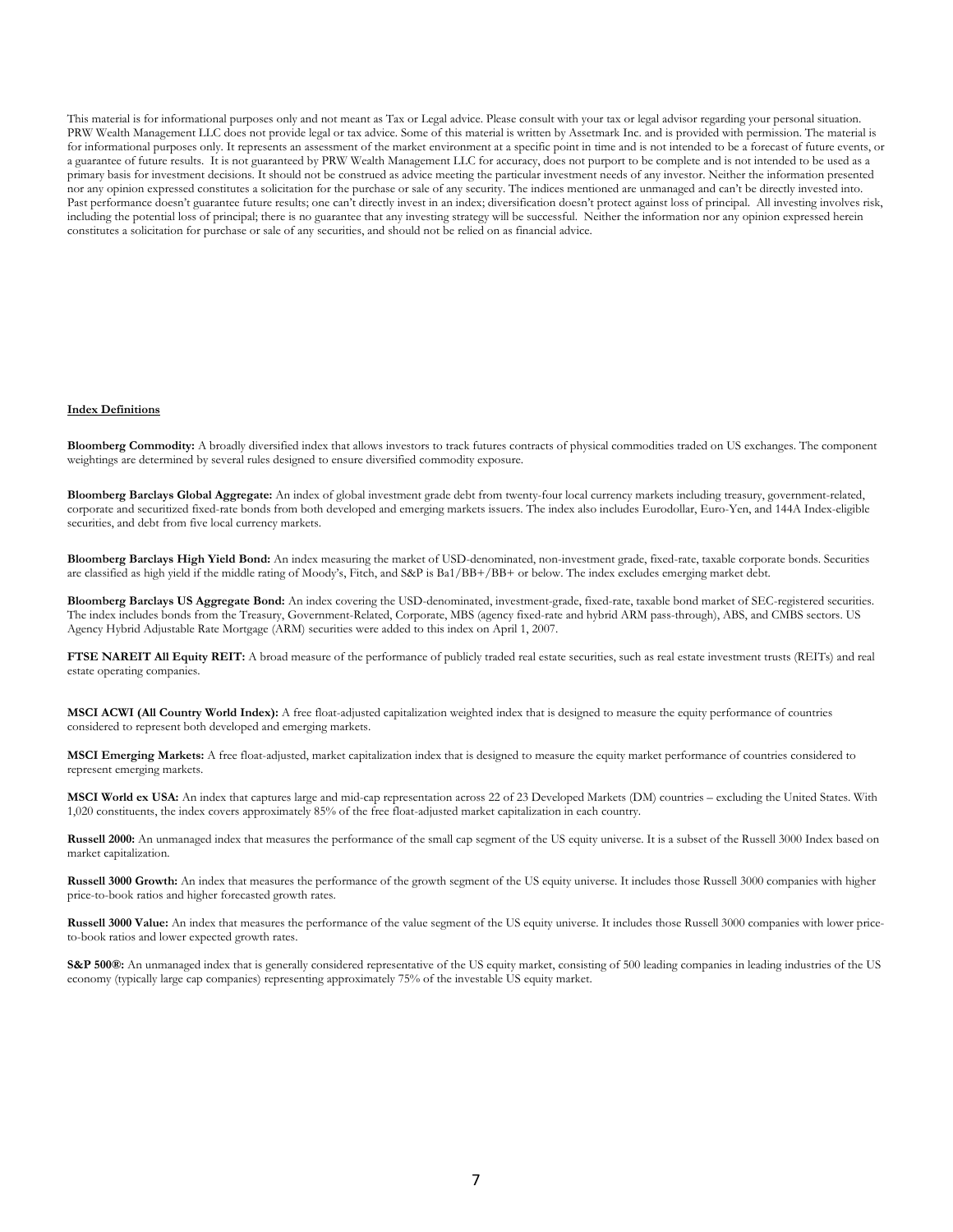This material is for informational purposes only and not meant as Tax or Legal advice. Please consult with your tax or legal advisor regarding your personal situation. PRW Wealth Management LLC does not provide legal or tax advice. Some of this material is written by Assetmark Inc. and is provided with permission. The material is for informational purposes only. It represents an assessment of the market environment at a specific point in time and is not intended to be a forecast of future events, or a guarantee of future results. It is not guaranteed by PRW Wealth Management LLC for accuracy, does not purport to be complete and is not intended to be used as a primary basis for investment decisions. It should not be construed as advice meeting the particular investment needs of any investor. Neither the information presented nor any opinion expressed constitutes a solicitation for the purchase or sale of any security. The indices mentioned are unmanaged and can't be directly invested into. Past performance doesn't guarantee future results; one can't directly invest in an index; diversification doesn't protect against loss of principal. All investing involves risk, including the potential loss of principal; there is no guarantee that any investing strategy will be successful. Neither the information nor any opinion expressed herein constitutes a solicitation for purchase or sale of any securities, and should not be relied on as financial advice.

**Index Definitions**

**Bloomberg Commodity:** A broadly diversified index that allows investors to track futures contracts of physical commodities traded on US exchanges. The component weightings are determined by several rules designed to ensure diversified commodity exposure.

**Bloomberg Barclays Global Aggregate:** An index of global investment grade debt from twenty-four local currency markets including treasury, government-related, corporate and securitized fixed-rate bonds from both developed and emerging markets issuers. The index also includes Eurodollar, Euro-Yen, and 144A Index-eligible securities, and debt from five local currency markets.

**Bloomberg Barclays High Yield Bond:** An index measuring the market of USD-denominated, non-investment grade, fixed-rate, taxable corporate bonds. Securities are classified as high yield if the middle rating of Moody's, Fitch, and S&P is Ba1/BB+/BB+ or below. The index excludes emerging market debt.

**Bloomberg Barclays US Aggregate Bond:** An index covering the USD-denominated, investment-grade, fixed-rate, taxable bond market of SEC-registered securities. The index includes bonds from the Treasury, Government-Related, Corporate, MBS (agency fixed-rate and hybrid ARM pass-through), ABS, and CMBS sectors. US Agency Hybrid Adjustable Rate Mortgage (ARM) securities were added to this index on April 1, 2007.

**FTSE NAREIT All Equity REIT:** A broad measure of the performance of publicly traded real estate securities, such as real estate investment trusts (REITs) and real estate operating companies.

**MSCI ACWI (All Country World Index):** A free float-adjusted capitalization weighted index that is designed to measure the equity performance of countries considered to represent both developed and emerging markets.

**MSCI Emerging Markets:** A free float-adjusted, market capitalization index that is designed to measure the equity market performance of countries considered to represent emerging markets.

**MSCI World ex USA:** An index that captures large and mid-cap representation across 22 of 23 Developed Markets (DM) countries – excluding the United States. With 1,020 constituents, the index covers approximately 85% of the free float-adjusted market capitalization in each country.

**Russell 2000:** An unmanaged index that measures the performance of the small cap segment of the US equity universe. It is a subset of the Russell 3000 Index based on market capitalization.

**Russell 3000 Growth:** An index that measures the performance of the growth segment of the US equity universe. It includes those Russell 3000 companies with higher price-to-book ratios and higher forecasted growth rates.

**Russell 3000 Value:** An index that measures the performance of the value segment of the US equity universe. It includes those Russell 3000 companies with lower price-to-book ratios and lower expected growth rates.

**S&P 500®:** An unmanaged index that is generally considered representative of the US equity market, consisting of 500 leading companies in leading industries of the US economy (typically large cap companies) representing approximately 75% of the investable US equity market.